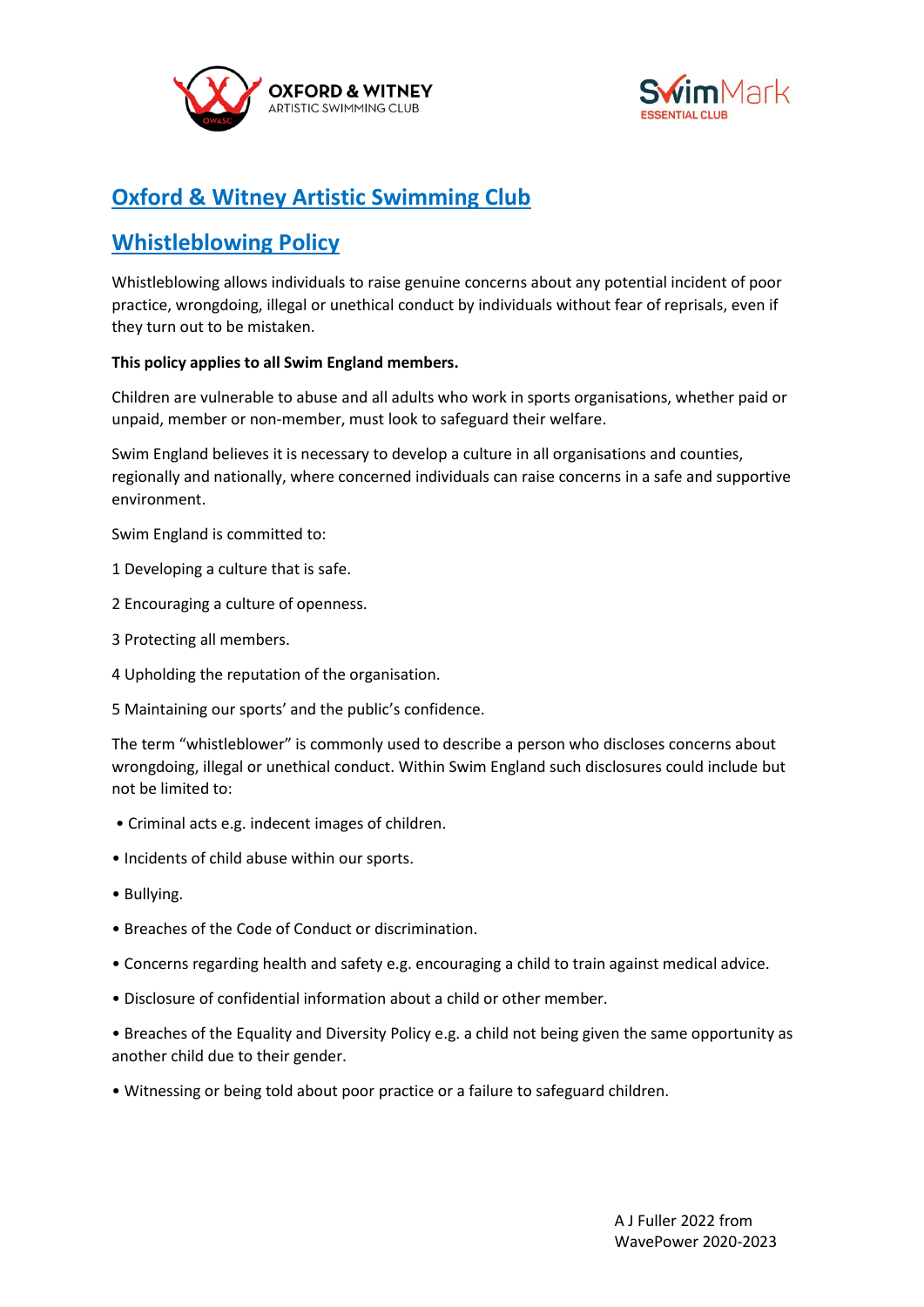# Oxford & Witney Artistic Swimming Club

## Whistleblowing Policy

Whistleblowing allows individuals to raise genuine concerns about any potential incident of poor practice, wrongdoing, illegal or unethical conduct by individuals without fear of reprisals, even if they turn out to be mistaken.

**This policy applies to all Swim England members.**

Children are vulnerable to abuse and all adults who work in sports organisations, whether paid or unpaid, member or non-member, must look to safeguard their welfare.

Swim England believes it is necessary to develop a culture in all organisations and counties, regionally and nationally, where concerned individuals can raise concerns in a safe and supportive environment.

Swim England is committed to:

1 Developing a culture that is safe.

2 Encouraging a culture of openness.

3 Protecting all members.

4 Upholding the reputation of the organisation.

5 Maintaining our sports' and the public's confidence.

The term "whistleblower" is commonly used to describe a person who discloses concerns about wrongdoing, illegal or unethical conduct. Within Swim England such disclosures could include but not be limited to:

- Criminal acts e.g. indecent images of children.
- Incidents of child abuse within our sports.
- Bullying.
- Breaches of the Code of Conduct or discrimination.
- Concerns regarding health and safety e.g. encouraging a child to train against medical advice.
- Disclosure of confidential information about a child or other member.
- Breaches of the Equality and Diversity Policy e.g. a child not being given the same opportunity as another child due to their gender.
- Witnessing or being told about poor practice or a failure to safeguard children.

A J Fuller 2022 from WavePower 2020-2023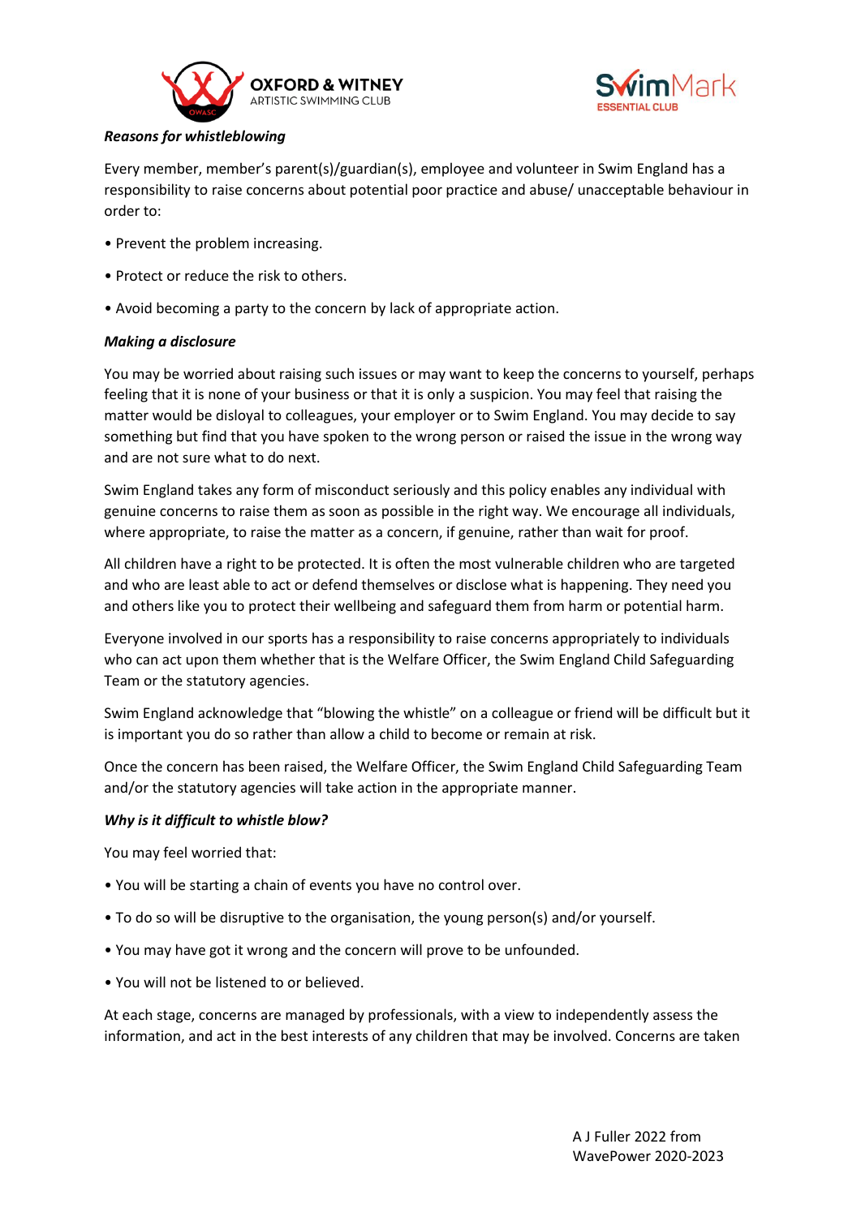***Reasons for whistleblowing***

Every member, member's parent(s)/guardian(s), employee and volunteer in Swim England has a responsibility to raise concerns about potential poor practice and abuse/ unacceptable behaviour in order to:

• Prevent the problem increasing.

• Protect or reduce the risk to others.

• Avoid becoming a party to the concern by lack of appropriate action.

***Making a disclosure***

You may be worried about raising such issues or may want to keep the concerns to yourself, perhaps feeling that it is none of your business or that it is only a suspicion. You may feel that raising the matter would be disloyal to colleagues, your employer or to Swim England. You may decide to say something but find that you have spoken to the wrong person or raised the issue in the wrong way and are not sure what to do next.

Swim England takes any form of misconduct seriously and this policy enables any individual with genuine concerns to raise them as soon as possible in the right way. We encourage all individuals, where appropriate, to raise the matter as a concern, if genuine, rather than wait for proof.

All children have a right to be protected. It is often the most vulnerable children who are targeted and who are least able to act or defend themselves or disclose what is happening. They need you and others like you to protect their wellbeing and safeguard them from harm or potential harm.

Everyone involved in our sports has a responsibility to raise concerns appropriately to individuals who can act upon them whether that is the Welfare Officer, the Swim England Child Safeguarding Team or the statutory agencies.

Swim England acknowledge that "blowing the whistle" on a colleague or friend will be difficult but it is important you do so rather than allow a child to become or remain at risk.

Once the concern has been raised, the Welfare Officer, the Swim England Child Safeguarding Team and/or the statutory agencies will take action in the appropriate manner.

***Why is it difficult to whistle blow?***

You may feel worried that:

• You will be starting a chain of events you have no control over.

• To do so will be disruptive to the organisation, the young person(s) and/or yourself.

• You may have got it wrong and the concern will prove to be unfounded.

• You will not be listened to or believed.

At each stage, concerns are managed by professionals, with a view to independently assess the information, and act in the best interests of any children that may be involved. Concerns are taken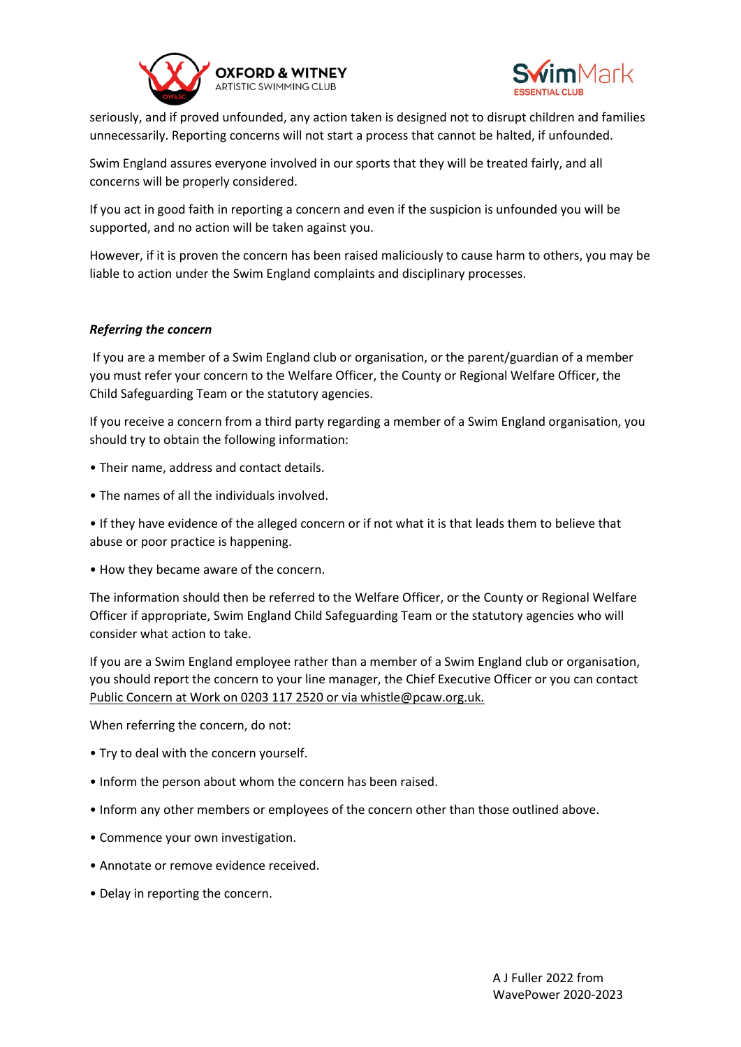seriously, and if proved unfounded, any action taken is designed not to disrupt children and families unnecessarily. Reporting concerns will not start a process that cannot be halted, if unfounded.

Swim England assures everyone involved in our sports that they will be treated fairly, and all concerns will be properly considered.

If you act in good faith in reporting a concern and even if the suspicion is unfounded you will be supported, and no action will be taken against you.

However, if it is proven the concern has been raised maliciously to cause harm to others, you may be liable to action under the Swim England complaints and disciplinary processes.

***Referring the concern***

If you are a member of a Swim England club or organisation, or the parent/guardian of a member you must refer your concern to the Welfare Officer, the County or Regional Welfare Officer, the Child Safeguarding Team or the statutory agencies.

If you receive a concern from a third party regarding a member of a Swim England organisation, you should try to obtain the following information:

- Their name, address and contact details.
- The names of all the individuals involved.
- If they have evidence of the alleged concern or if not what it is that leads them to believe that abuse or poor practice is happening.
- How they became aware of the concern.

The information should then be referred to the Welfare Officer, or the County or Regional Welfare Officer if appropriate, Swim England Child Safeguarding Team or the statutory agencies who will consider what action to take.

If you are a Swim England employee rather than a member of a Swim England club or organisation, you should report the concern to your line manager, the Chief Executive Officer or you can contact Public Concern at Work on 0203 117 2520 or via whistle@pcaw.org.uk.

When referring the concern, do not:

- Try to deal with the concern yourself.
- Inform the person about whom the concern has been raised.
- Inform any other members or employees of the concern other than those outlined above.
- Commence your own investigation.
- Annotate or remove evidence received.
- Delay in reporting the concern.

A J Fuller 2022 from WavePower 2020-2023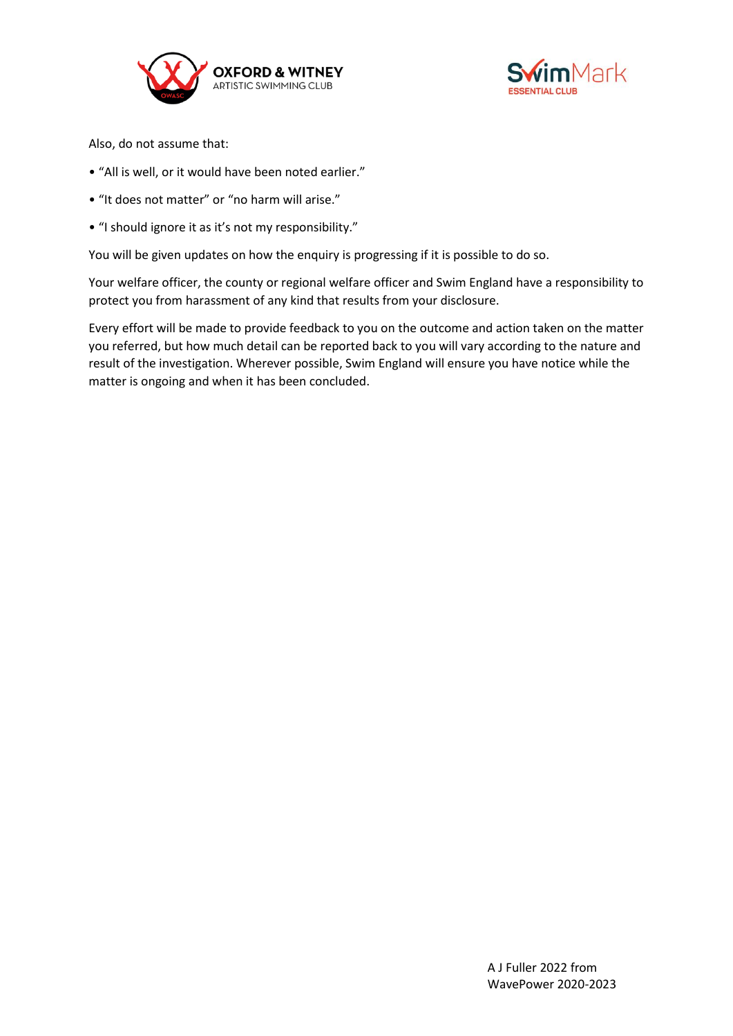Also, do not assume that:

- "All is well, or it would have been noted earlier."
- "It does not matter" or "no harm will arise."
- "I should ignore it as it's not my responsibility."

You will be given updates on how the enquiry is progressing if it is possible to do so.

Your welfare officer, the county or regional welfare officer and Swim England have a responsibility to protect you from harassment of any kind that results from your disclosure.

Every effort will be made to provide feedback to you on the outcome and action taken on the matter you referred, but how much detail can be reported back to you will vary according to the nature and result of the investigation. Wherever possible, Swim England will ensure you have notice while the matter is ongoing and when it has been concluded.